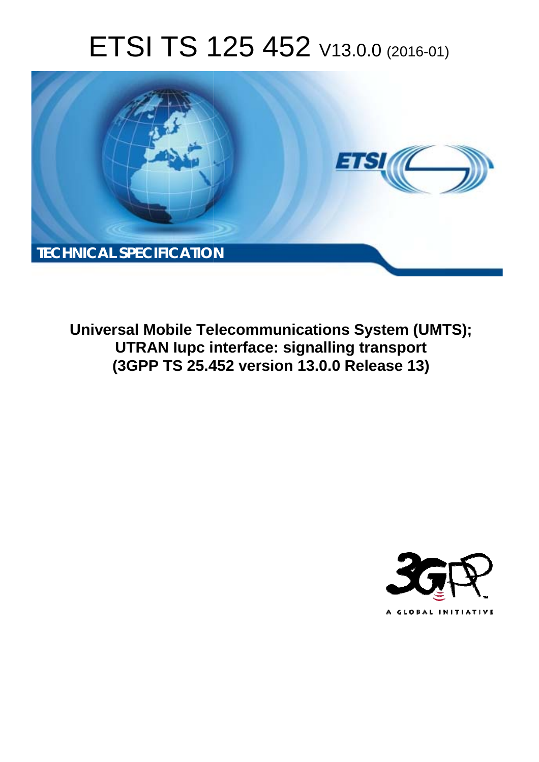# ETSI TS 125 452 V13.0.0 (2016-01)

TECHNICAL SPECIFICATION

**Universal Mobile Telecommunications System (UMTS); UTRAN Iupc interface: signalling transport (3GPP TS 25.452 version 13.0.0 Release 13)**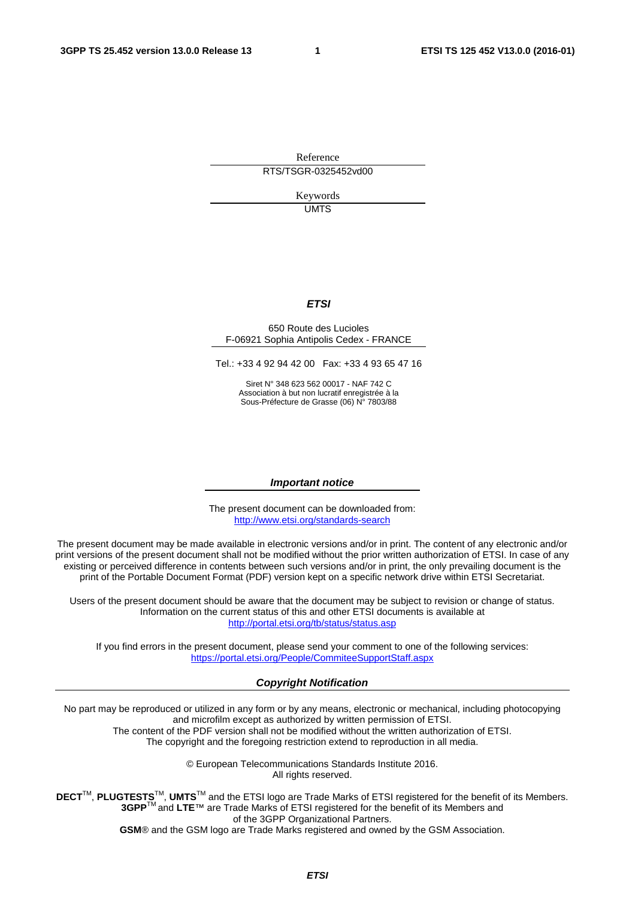Reference

RTS/TSGR-0325452vd00

Keywords

UMTS

***ETSI***

650 Route des Lucioles
F-06921 Sophia Antipolis Cedex - FRANCE

Tel.: +33 4 92 94 42 00 Fax: +33 4 93 65 47 16

Siret N° 348 623 562 00017 - NAF 742 C
Association à but non lucratif enregistrée à la
Sous-Préfecture de Grasse (06) N° 7803/88

***Important notice***

The present document can be downloaded from:
http://www.etsi.org/standards-search

The present document may be made available in electronic versions and/or in print. The content of any electronic and/or print versions of the present document shall not be modified without the prior written authorization of ETSI. In case of any existing or perceived difference in contents between such versions and/or in print, the only prevailing document is the print of the Portable Document Format (PDF) version kept on a specific network drive within ETSI Secretariat.

Users of the present document should be aware that the document may be subject to revision or change of status. Information on the current status of this and other ETSI documents is available at
http://portal.etsi.org/tb/status/status.asp

If you find errors in the present document, please send your comment to one of the following services:
https://portal.etsi.org/People/CommiteeSupportStaff.aspx

***Copyright Notification***

No part may be reproduced or utilized in any form or by any means, electronic or mechanical, including photocopying and microfilm except as authorized by written permission of ETSI.
The content of the PDF version shall not be modified without the written authorization of ETSI.
The copyright and the foregoing restriction extend to reproduction in all media.

© European Telecommunications Standards Institute 2016.
All rights reserved.

**DECT**™, **PLUGTESTS**™, **UMTS**™ and the ETSI logo are Trade Marks of ETSI registered for the benefit of its Members.
**3GPP**™ and **LTE**™ are Trade Marks of ETSI registered for the benefit of its Members and of the 3GPP Organizational Partners.
**GSM**® and the GSM logo are Trade Marks registered and owned by the GSM Association.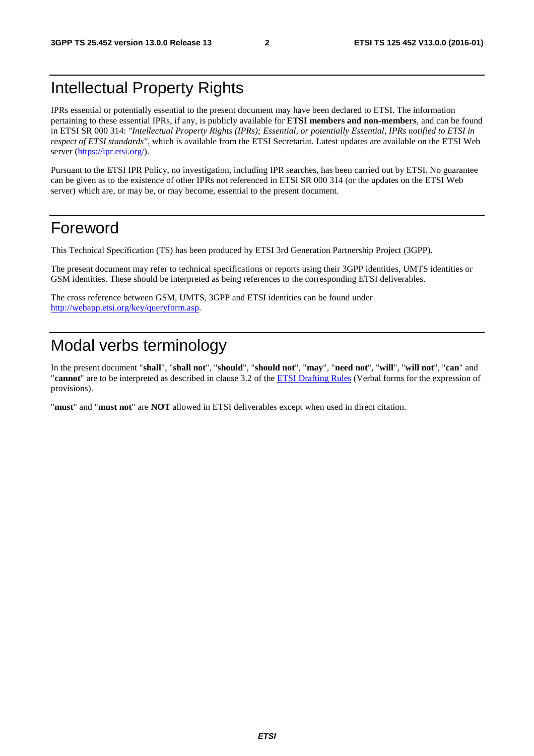# Intellectual Property Rights

IPRs essential or potentially essential to the present document may have been declared to ETSI. The information pertaining to these essential IPRs, if any, is publicly available for **ETSI members and non-members**, and can be found in ETSI SR 000 314: *"Intellectual Property Rights (IPRs); Essential, or potentially Essential, IPRs notified to ETSI in respect of ETSI standards"*, which is available from the ETSI Secretariat. Latest updates are available on the ETSI Web server (https://ipr.etsi.org/).

Pursuant to the ETSI IPR Policy, no investigation, including IPR searches, has been carried out by ETSI. No guarantee can be given as to the existence of other IPRs not referenced in ETSI SR 000 314 (or the updates on the ETSI Web server) which are, or may be, or may become, essential to the present document.

# Foreword

This Technical Specification (TS) has been produced by ETSI 3rd Generation Partnership Project (3GPP).

The present document may refer to technical specifications or reports using their 3GPP identities, UMTS identities or GSM identities. These should be interpreted as being references to the corresponding ETSI deliverables.

The cross reference between GSM, UMTS, 3GPP and ETSI identities can be found under http://webapp.etsi.org/key/queryform.asp.

# Modal verbs terminology

In the present document "**shall**", "**shall not**", "**should**", "**should not**", "**may**", "**need not**", "**will**", "**will not**", "**can**" and "**cannot**" are to be interpreted as described in clause 3.2 of the ETSI Drafting Rules (Verbal forms for the expression of provisions).

"**must**" and "**must not**" are **NOT** allowed in ETSI deliverables except when used in direct citation.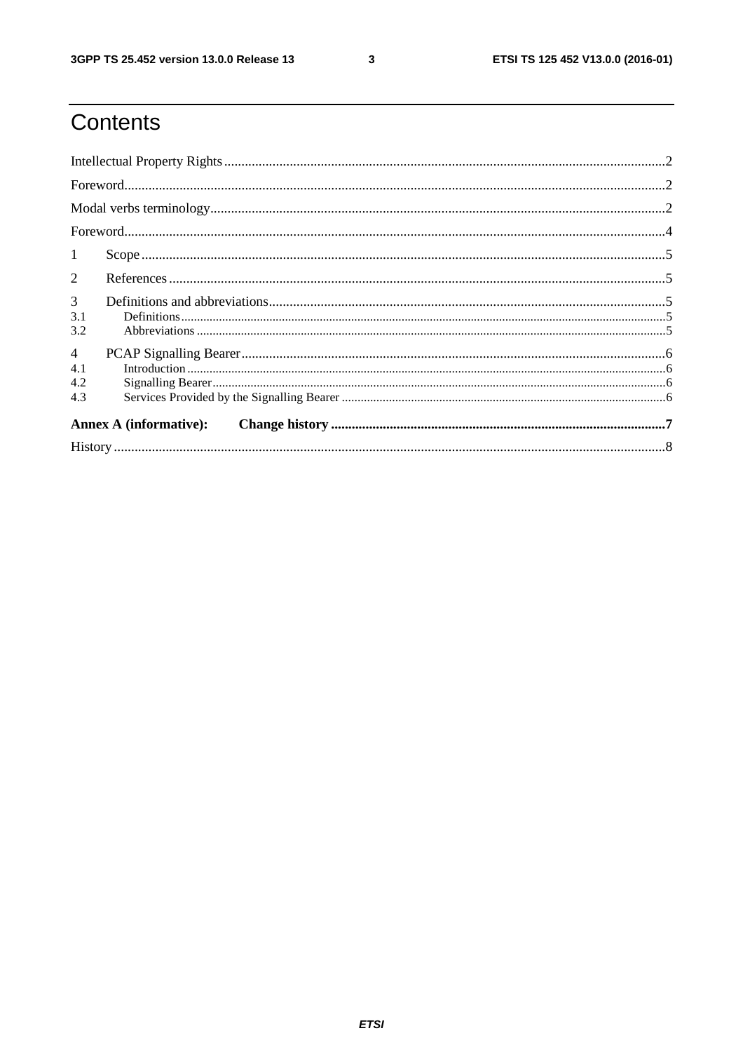# Contents

Intellectual Property Rights ........................................................................................................................ 2

Foreword ....................................................................................................................................................... 2

Modal verbs terminology .............................................................................................................................. 2

Foreword ....................................................................................................................................................... 4

1 Scope ......................................................................................................................................................... 5

2 References ................................................................................................................................................ 5

3 Definitions and abbreviations .................................................................................................................. 5

3.1 Definitions ............................................................................................................................................. 5

3.2 Abbreviations ........................................................................................................................................ 5

4 PCAP Signalling Bearer ........................................................................................................................... 6

4.1 Introduction ........................................................................................................................................... 6

4.2 Signalling Bearer ................................................................................................................................... 6

4.3 Services Provided by the Signalling Bearer ........................................................................................... 6

**Annex A (informative): Change history** ................................................................................................ **7**

History .......................................................................................................................................................... 8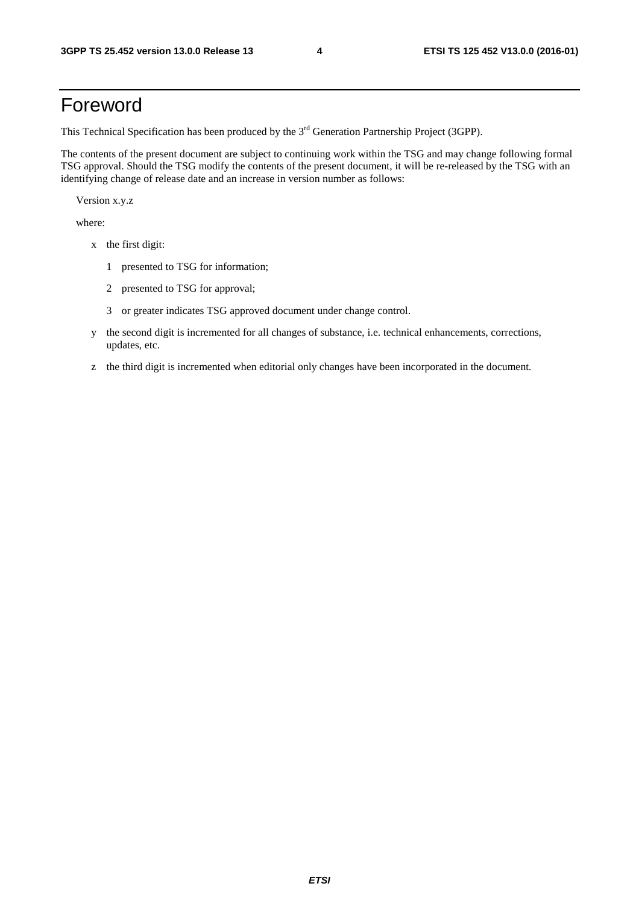# Foreword

This Technical Specification has been produced by the 3rd Generation Partnership Project (3GPP).

The contents of the present document are subject to continuing work within the TSG and may change following formal TSG approval. Should the TSG modify the contents of the present document, it will be re-released by the TSG with an identifying change of release date and an increase in version number as follows:

Version x.y.z

where:

- x the first digit:
  - 1 presented to TSG for information;
  - 2 presented to TSG for approval;
  - 3 or greater indicates TSG approved document under change control.
- y the second digit is incremented for all changes of substance, i.e. technical enhancements, corrections, updates, etc.
- z the third digit is incremented when editorial only changes have been incorporated in the document.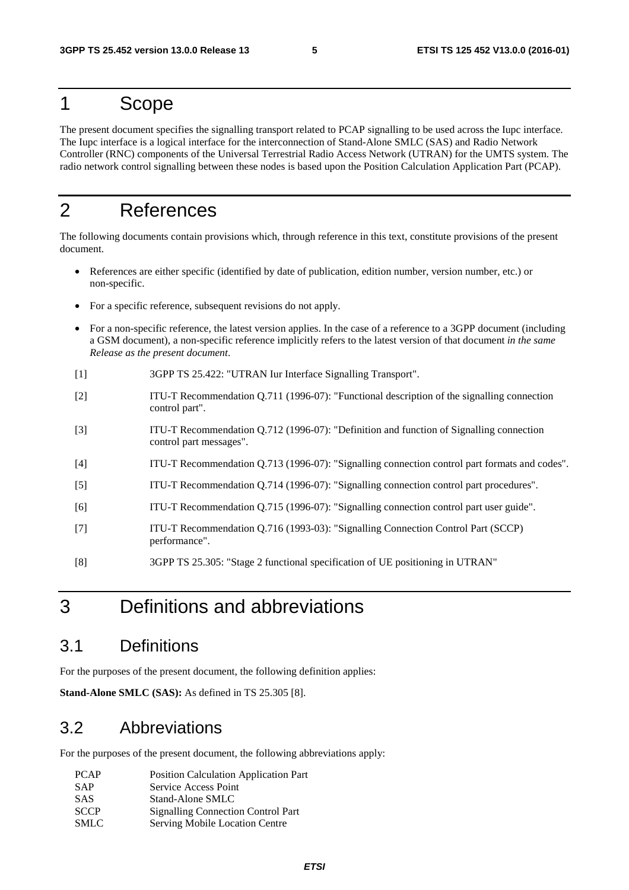# 1 Scope

The present document specifies the signalling transport related to PCAP signalling to be used across the Iupc interface. The Iupc interface is a logical interface for the interconnection of Stand-Alone SMLC (SAS) and Radio Network Controller (RNC) components of the Universal Terrestrial Radio Access Network (UTRAN) for the UMTS system. The radio network control signalling between these nodes is based upon the Position Calculation Application Part (PCAP).

# 2 References

The following documents contain provisions which, through reference in this text, constitute provisions of the present document.

- References are either specific (identified by date of publication, edition number, version number, etc.) or non-specific.
- For a specific reference, subsequent revisions do not apply.
- For a non-specific reference, the latest version applies. In the case of a reference to a 3GPP document (including a GSM document), a non-specific reference implicitly refers to the latest version of that document *in the same Release as the present document*.

[1] 3GPP TS 25.422: "UTRAN Iur Interface Signalling Transport".

[2] ITU-T Recommendation Q.711 (1996-07): "Functional description of the signalling connection control part".

[3] ITU-T Recommendation Q.712 (1996-07): "Definition and function of Signalling connection control part messages".

[4] ITU-T Recommendation Q.713 (1996-07): "Signalling connection control part formats and codes".

[5] ITU-T Recommendation Q.714 (1996-07): "Signalling connection control part procedures".

[6] ITU-T Recommendation Q.715 (1996-07): "Signalling connection control part user guide".

[7] ITU-T Recommendation Q.716 (1993-03): "Signalling Connection Control Part (SCCP) performance".

[8] 3GPP TS 25.305: "Stage 2 functional specification of UE positioning in UTRAN"

# 3 Definitions and abbreviations

## 3.1 Definitions

For the purposes of the present document, the following definition applies:

**Stand-Alone SMLC (SAS):** As defined in TS 25.305 [8].

## 3.2 Abbreviations

For the purposes of the present document, the following abbreviations apply:

PCAP Position Calculation Application Part
SAP Service Access Point
SAS Stand-Alone SMLC
SCCP Signalling Connection Control Part
SMLC Serving Mobile Location Centre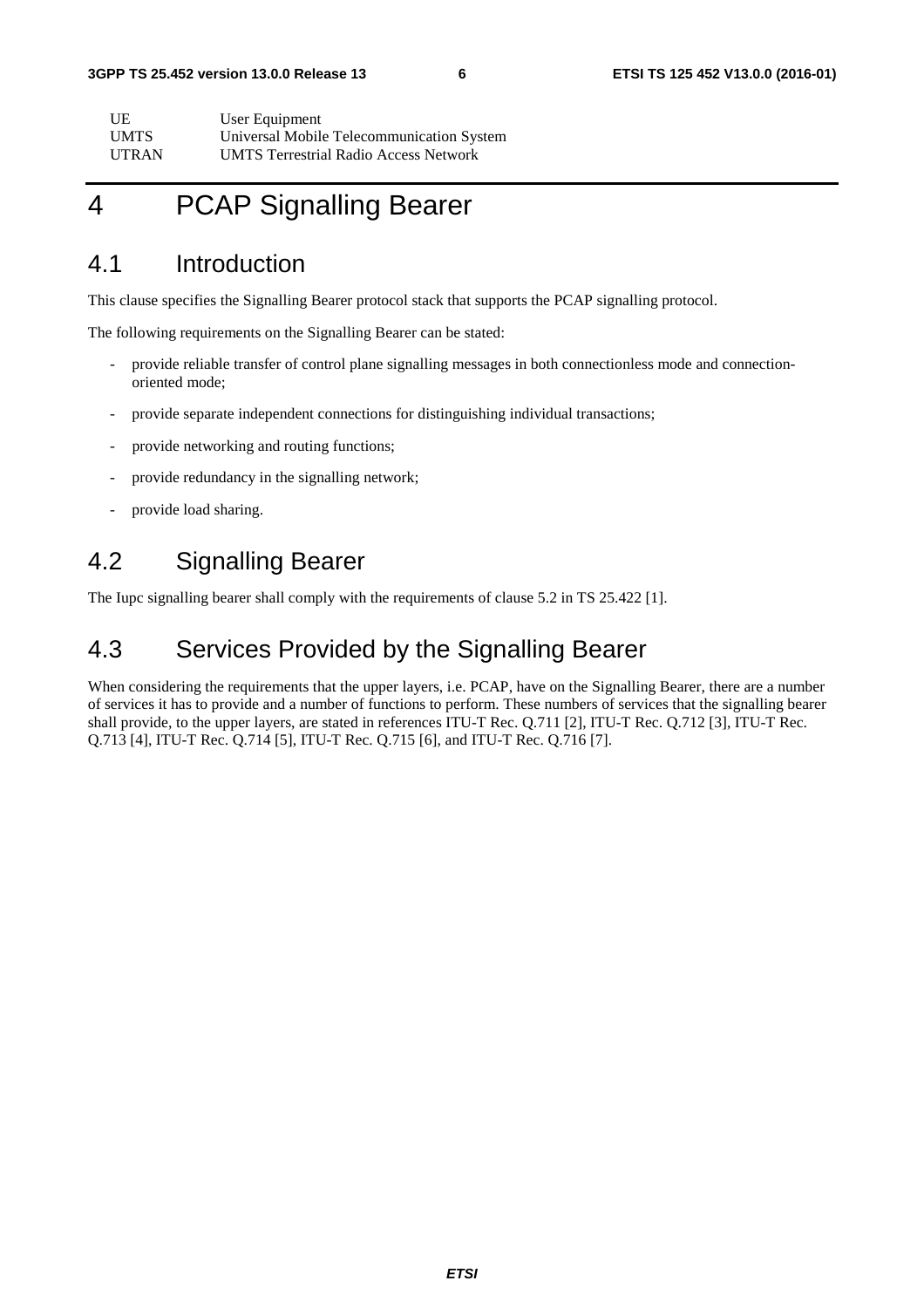| | |
|---|---|
| UE | User Equipment |
| UMTS | Universal Mobile Telecommunication System |
| UTRAN | UMTS Terrestrial Radio Access Network |

# 4 PCAP Signalling Bearer

## 4.1 Introduction

This clause specifies the Signalling Bearer protocol stack that supports the PCAP signalling protocol.

The following requirements on the Signalling Bearer can be stated:

- provide reliable transfer of control plane signalling messages in both connectionless mode and connection-oriented mode;
- provide separate independent connections for distinguishing individual transactions;
- provide networking and routing functions;
- provide redundancy in the signalling network;
- provide load sharing.

## 4.2 Signalling Bearer

The Iupc signalling bearer shall comply with the requirements of clause 5.2 in TS 25.422 [1].

## 4.3 Services Provided by the Signalling Bearer

When considering the requirements that the upper layers, i.e. PCAP, have on the Signalling Bearer, there are a number of services it has to provide and a number of functions to perform. These numbers of services that the signalling bearer shall provide, to the upper layers, are stated in references ITU-T Rec. Q.711 [2], ITU-T Rec. Q.712 [3], ITU-T Rec. Q.713 [4], ITU-T Rec. Q.714 [5], ITU-T Rec. Q.715 [6], and ITU-T Rec. Q.716 [7].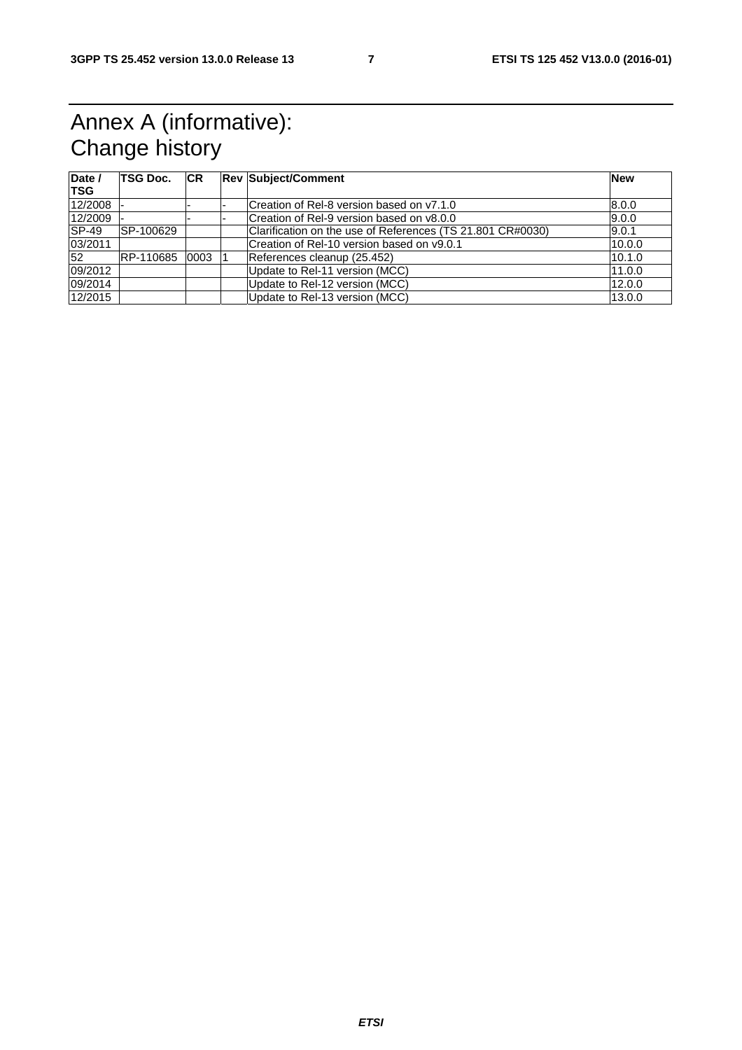# Annex A (informative): Change history

| Date / TSG | TSG Doc. | CR | Rev | Subject/Comment | New |
|---|---|---|---|---|---|
| 12/2008 | - | - | - | Creation of Rel-8 version based on v7.1.0 | 8.0.0 |
| 12/2009 | - | - | - | Creation of Rel-9 version based on v8.0.0 | 9.0.0 |
| SP-49 | SP-100629 | | | Clarification on the use of References (TS 21.801 CR#0030) | 9.0.1 |
| 03/2011 | | | | Creation of Rel-10 version based on v9.0.1 | 10.0.0 |
| 52 | RP-110685 | 0003 | 1 | References cleanup (25.452) | 10.1.0 |
| 09/2012 | | | | Update to Rel-11 version (MCC) | 11.0.0 |
| 09/2014 | | | | Update to Rel-12 version (MCC) | 12.0.0 |
| 12/2015 | | | | Update to Rel-13 version (MCC) | 13.0.0 |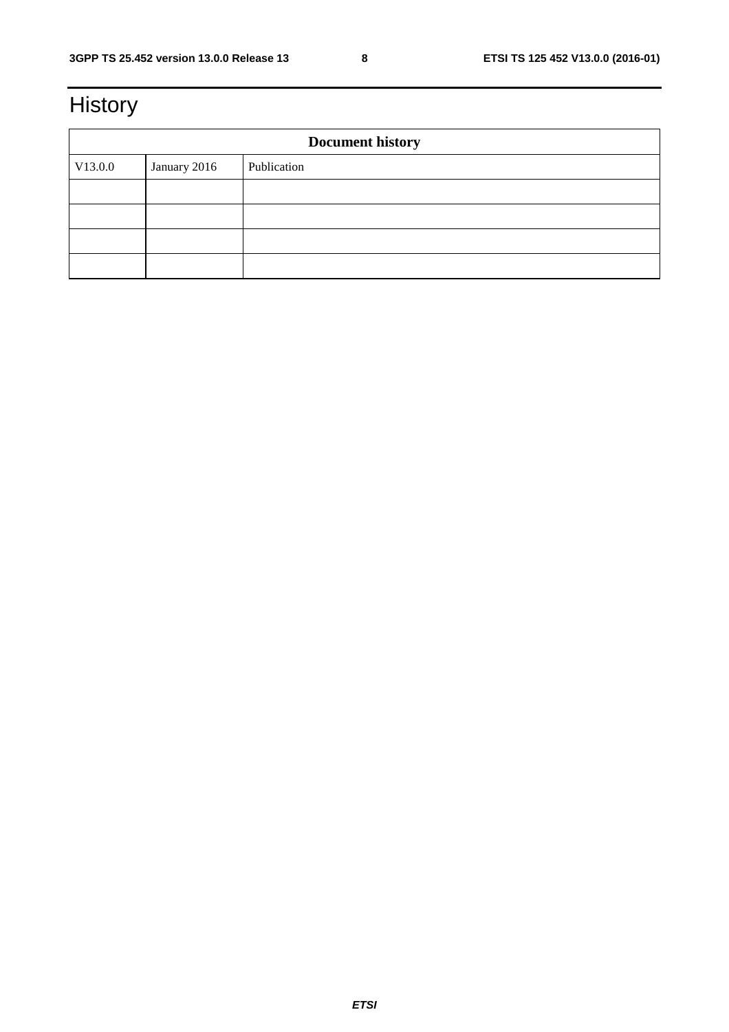# History

| Document history | | |
|---|---|---|
| V13.0.0 | January 2016 | Publication |
| | | |
| | | |
| | | |
| | | |